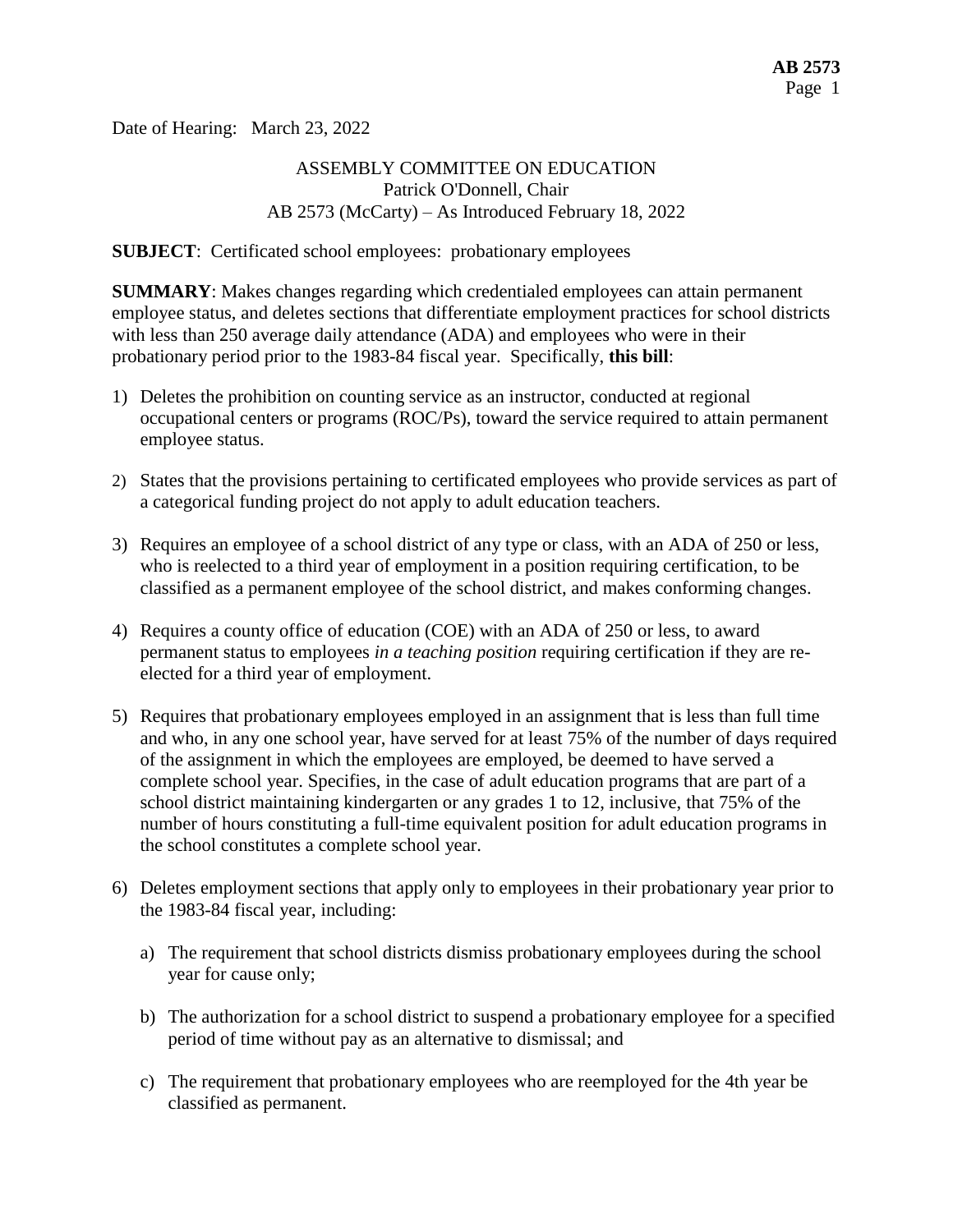Date of Hearing: March 23, 2022

ASSEMBLY COMMITTEE ON EDUCATION
Patrick O'Donnell, Chair
AB 2573 (McCarty) – As Introduced February 18, 2022

**SUBJECT**: Certificated school employees: probationary employees

**SUMMARY**: Makes changes regarding which credentialed employees can attain permanent employee status, and deletes sections that differentiate employment practices for school districts with less than 250 average daily attendance (ADA) and employees who were in their probationary period prior to the 1983-84 fiscal year. Specifically, **this bill**:

1) Deletes the prohibition on counting service as an instructor, conducted at regional occupational centers or programs (ROC/Ps), toward the service required to attain permanent employee status.

2) States that the provisions pertaining to certificated employees who provide services as part of a categorical funding project do not apply to adult education teachers.

3) Requires an employee of a school district of any type or class, with an ADA of 250 or less, who is reelected to a third year of employment in a position requiring certification, to be classified as a permanent employee of the school district, and makes conforming changes.

4) Requires a county office of education (COE) with an ADA of 250 or less, to award permanent status to employees *in a teaching position* requiring certification if they are re-elected for a third year of employment.

5) Requires that probationary employees employed in an assignment that is less than full time and who, in any one school year, have served for at least 75% of the number of days required of the assignment in which the employees are employed, be deemed to have served a complete school year. Specifies, in the case of adult education programs that are part of a school district maintaining kindergarten or any grades 1 to 12, inclusive, that 75% of the number of hours constituting a full-time equivalent position for adult education programs in the school constitutes a complete school year.

6) Deletes employment sections that apply only to employees in their probationary year prior to the 1983-84 fiscal year, including:

   a) The requirement that school districts dismiss probationary employees during the school year for cause only;

   b) The authorization for a school district to suspend a probationary employee for a specified period of time without pay as an alternative to dismissal; and

   c) The requirement that probationary employees who are reemployed for the 4th year be classified as permanent.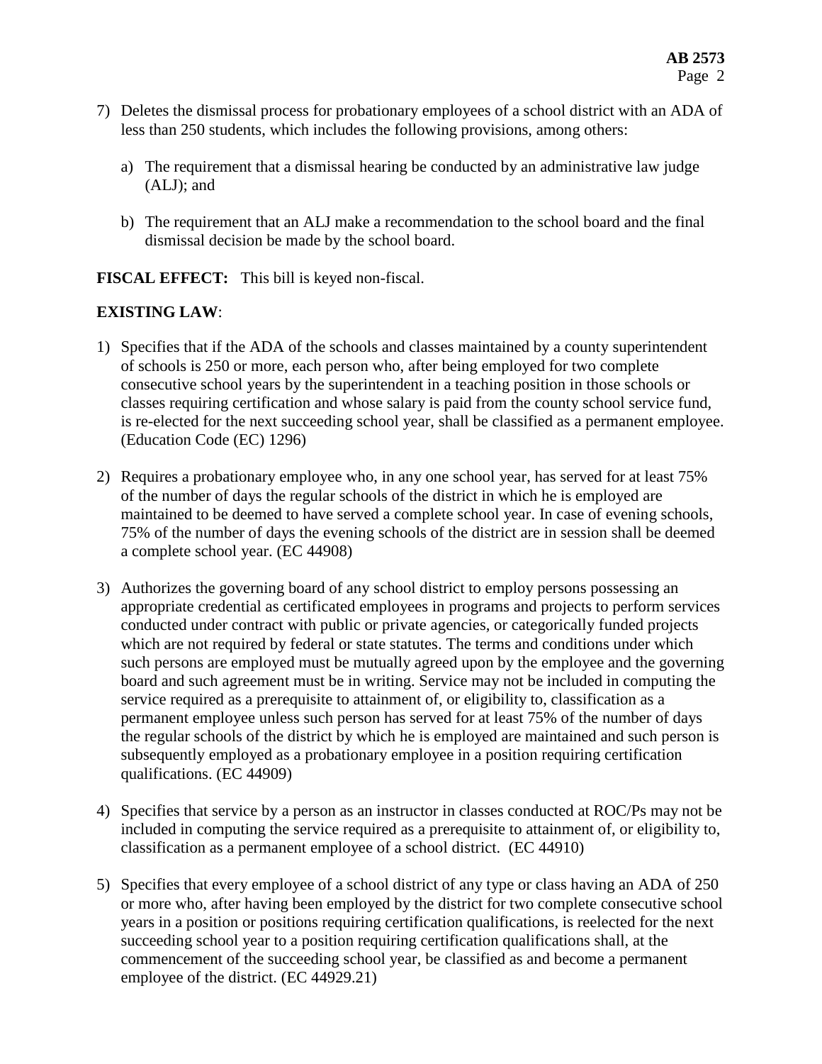7) Deletes the dismissal process for probationary employees of a school district with an ADA of less than 250 students, which includes the following provisions, among others:

   a) The requirement that a dismissal hearing be conducted by an administrative law judge (ALJ); and

   b) The requirement that an ALJ make a recommendation to the school board and the final dismissal decision be made by the school board.

**FISCAL EFFECT:** This bill is keyed non-fiscal.

**EXISTING LAW**:

1) Specifies that if the ADA of the schools and classes maintained by a county superintendent of schools is 250 or more, each person who, after being employed for two complete consecutive school years by the superintendent in a teaching position in those schools or classes requiring certification and whose salary is paid from the county school service fund, is re-elected for the next succeeding school year, shall be classified as a permanent employee. (Education Code (EC) 1296)

2) Requires a probationary employee who, in any one school year, has served for at least 75% of the number of days the regular schools of the district in which he is employed are maintained to be deemed to have served a complete school year. In case of evening schools, 75% of the number of days the evening schools of the district are in session shall be deemed a complete school year. (EC 44908)

3) Authorizes the governing board of any school district to employ persons possessing an appropriate credential as certificated employees in programs and projects to perform services conducted under contract with public or private agencies, or categorically funded projects which are not required by federal or state statutes. The terms and conditions under which such persons are employed must be mutually agreed upon by the employee and the governing board and such agreement must be in writing. Service may not be included in computing the service required as a prerequisite to attainment of, or eligibility to, classification as a permanent employee unless such person has served for at least 75% of the number of days the regular schools of the district by which he is employed are maintained and such person is subsequently employed as a probationary employee in a position requiring certification qualifications. (EC 44909)

4) Specifies that service by a person as an instructor in classes conducted at ROC/Ps may not be included in computing the service required as a prerequisite to attainment of, or eligibility to, classification as a permanent employee of a school district. (EC 44910)

5) Specifies that every employee of a school district of any type or class having an ADA of 250 or more who, after having been employed by the district for two complete consecutive school years in a position or positions requiring certification qualifications, is reelected for the next succeeding school year to a position requiring certification qualifications shall, at the commencement of the succeeding school year, be classified as and become a permanent employee of the district. (EC 44929.21)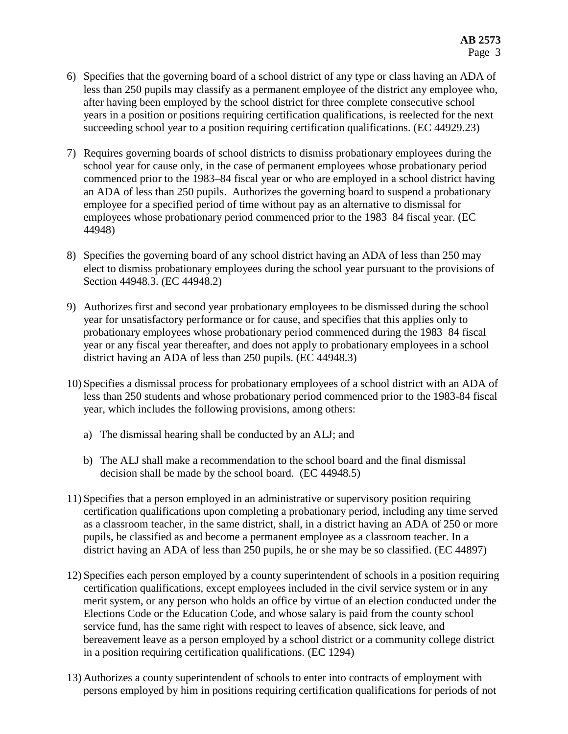6) Specifies that the governing board of a school district of any type or class having an ADA of less than 250 pupils may classify as a permanent employee of the district any employee who, after having been employed by the school district for three complete consecutive school years in a position or positions requiring certification qualifications, is reelected for the next succeeding school year to a position requiring certification qualifications. (EC 44929.23)

7) Requires governing boards of school districts to dismiss probationary employees during the school year for cause only, in the case of permanent employees whose probationary period commenced prior to the 1983–84 fiscal year or who are employed in a school district having an ADA of less than 250 pupils. Authorizes the governing board to suspend a probationary employee for a specified period of time without pay as an alternative to dismissal for employees whose probationary period commenced prior to the 1983–84 fiscal year. (EC 44948)

8) Specifies the governing board of any school district having an ADA of less than 250 may elect to dismiss probationary employees during the school year pursuant to the provisions of Section 44948.3. (EC 44948.2)

9) Authorizes first and second year probationary employees to be dismissed during the school year for unsatisfactory performance or for cause, and specifies that this applies only to probationary employees whose probationary period commenced during the 1983–84 fiscal year or any fiscal year thereafter, and does not apply to probationary employees in a school district having an ADA of less than 250 pupils. (EC 44948.3)

10) Specifies a dismissal process for probationary employees of a school district with an ADA of less than 250 students and whose probationary period commenced prior to the 1983-84 fiscal year, which includes the following provisions, among others:

    a) The dismissal hearing shall be conducted by an ALJ; and

    b) The ALJ shall make a recommendation to the school board and the final dismissal decision shall be made by the school board. (EC 44948.5)

11) Specifies that a person employed in an administrative or supervisory position requiring certification qualifications upon completing a probationary period, including any time served as a classroom teacher, in the same district, shall, in a district having an ADA of 250 or more pupils, be classified as and become a permanent employee as a classroom teacher. In a district having an ADA of less than 250 pupils, he or she may be so classified. (EC 44897)

12) Specifies each person employed by a county superintendent of schools in a position requiring certification qualifications, except employees included in the civil service system or in any merit system, or any person who holds an office by virtue of an election conducted under the Elections Code or the Education Code, and whose salary is paid from the county school service fund, has the same right with respect to leaves of absence, sick leave, and bereavement leave as a person employed by a school district or a community college district in a position requiring certification qualifications. (EC 1294)

13) Authorizes a county superintendent of schools to enter into contracts of employment with persons employed by him in positions requiring certification qualifications for periods of not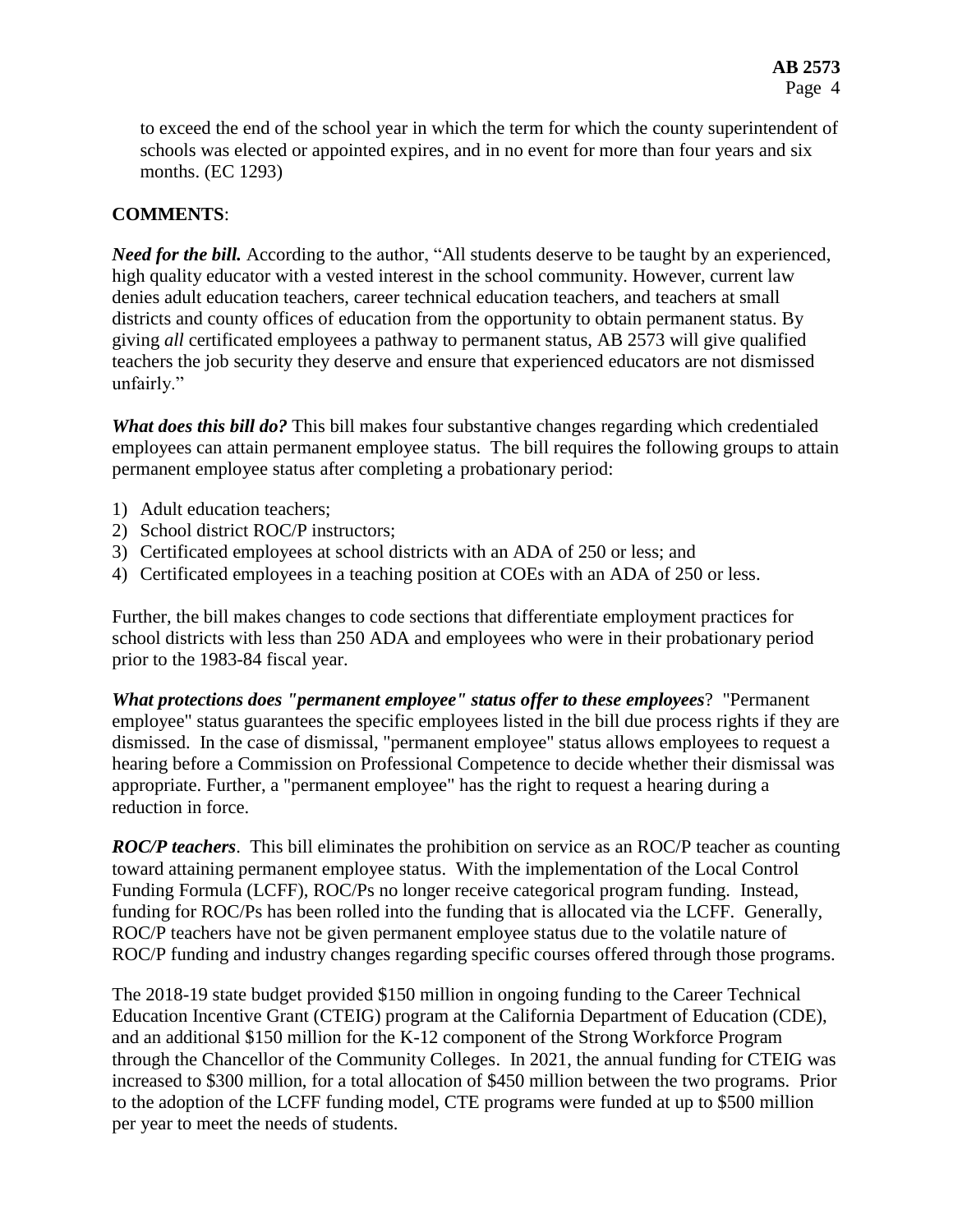to exceed the end of the school year in which the term for which the county superintendent of schools was elected or appointed expires, and in no event for more than four years and six months. (EC 1293)

**COMMENTS**:

***Need for the bill.*** According to the author, "All students deserve to be taught by an experienced, high quality educator with a vested interest in the school community. However, current law denies adult education teachers, career technical education teachers, and teachers at small districts and county offices of education from the opportunity to obtain permanent status. By giving *all* certificated employees a pathway to permanent status, AB 2573 will give qualified teachers the job security they deserve and ensure that experienced educators are not dismissed unfairly."

***What does this bill do?*** This bill makes four substantive changes regarding which credentialed employees can attain permanent employee status. The bill requires the following groups to attain permanent employee status after completing a probationary period:

1) Adult education teachers;
2) School district ROC/P instructors;
3) Certificated employees at school districts with an ADA of 250 or less; and
4) Certificated employees in a teaching position at COEs with an ADA of 250 or less.

Further, the bill makes changes to code sections that differentiate employment practices for school districts with less than 250 ADA and employees who were in their probationary period prior to the 1983-84 fiscal year.

***What protections does "permanent employee" status offer to these employees***? "Permanent employee" status guarantees the specific employees listed in the bill due process rights if they are dismissed. In the case of dismissal, "permanent employee" status allows employees to request a hearing before a Commission on Professional Competence to decide whether their dismissal was appropriate. Further, a "permanent employee" has the right to request a hearing during a reduction in force.

***ROC/P teachers***. This bill eliminates the prohibition on service as an ROC/P teacher as counting toward attaining permanent employee status. With the implementation of the Local Control Funding Formula (LCFF), ROC/Ps no longer receive categorical program funding. Instead, funding for ROC/Ps has been rolled into the funding that is allocated via the LCFF. Generally, ROC/P teachers have not be given permanent employee status due to the volatile nature of ROC/P funding and industry changes regarding specific courses offered through those programs.

The 2018-19 state budget provided $150 million in ongoing funding to the Career Technical Education Incentive Grant (CTEIG) program at the California Department of Education (CDE), and an additional $150 million for the K-12 component of the Strong Workforce Program through the Chancellor of the Community Colleges. In 2021, the annual funding for CTEIG was increased to $300 million, for a total allocation of $450 million between the two programs. Prior to the adoption of the LCFF funding model, CTE programs were funded at up to $500 million per year to meet the needs of students.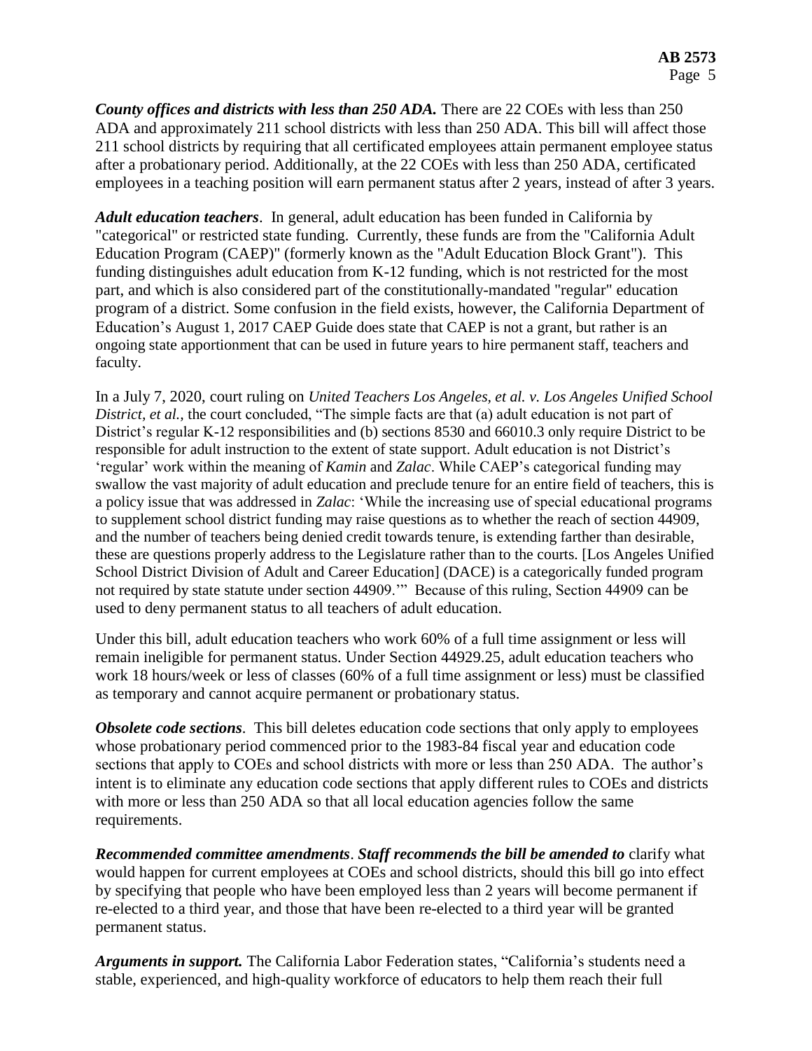***County offices and districts with less than 250 ADA.*** There are 22 COEs with less than 250 ADA and approximately 211 school districts with less than 250 ADA. This bill will affect those 211 school districts by requiring that all certificated employees attain permanent employee status after a probationary period. Additionally, at the 22 COEs with less than 250 ADA, certificated employees in a teaching position will earn permanent status after 2 years, instead of after 3 years.

***Adult education teachers***. In general, adult education has been funded in California by "categorical" or restricted state funding. Currently, these funds are from the "California Adult Education Program (CAEP)" (formerly known as the "Adult Education Block Grant"). This funding distinguishes adult education from K-12 funding, which is not restricted for the most part, and which is also considered part of the constitutionally-mandated "regular" education program of a district. Some confusion in the field exists, however, the California Department of Education's August 1, 2017 CAEP Guide does state that CAEP is not a grant, but rather is an ongoing state apportionment that can be used in future years to hire permanent staff, teachers and faculty.

In a July 7, 2020, court ruling on *United Teachers Los Angeles, et al. v. Los Angeles Unified School District, et al.,* the court concluded, "The simple facts are that (a) adult education is not part of District's regular K-12 responsibilities and (b) sections 8530 and 66010.3 only require District to be responsible for adult instruction to the extent of state support. Adult education is not District's 'regular' work within the meaning of *Kamin* and *Zalac*. While CAEP's categorical funding may swallow the vast majority of adult education and preclude tenure for an entire field of teachers, this is a policy issue that was addressed in *Zalac*: 'While the increasing use of special educational programs to supplement school district funding may raise questions as to whether the reach of section 44909, and the number of teachers being denied credit towards tenure, is extending farther than desirable, these are questions properly address to the Legislature rather than to the courts. [Los Angeles Unified School District Division of Adult and Career Education] (DACE) is a categorically funded program not required by state statute under section 44909.'" Because of this ruling, Section 44909 can be used to deny permanent status to all teachers of adult education.

Under this bill, adult education teachers who work 60% of a full time assignment or less will remain ineligible for permanent status. Under Section 44929.25, adult education teachers who work 18 hours/week or less of classes (60% of a full time assignment or less) must be classified as temporary and cannot acquire permanent or probationary status.

***Obsolete code sections***. This bill deletes education code sections that only apply to employees whose probationary period commenced prior to the 1983-84 fiscal year and education code sections that apply to COEs and school districts with more or less than 250 ADA. The author's intent is to eliminate any education code sections that apply different rules to COEs and districts with more or less than 250 ADA so that all local education agencies follow the same requirements.

***Recommended committee amendments***. ***Staff recommends the bill be amended to*** clarify what would happen for current employees at COEs and school districts, should this bill go into effect by specifying that people who have been employed less than 2 years will become permanent if re-elected to a third year, and those that have been re-elected to a third year will be granted permanent status.

***Arguments in support.*** The California Labor Federation states, "California's students need a stable, experienced, and high-quality workforce of educators to help them reach their full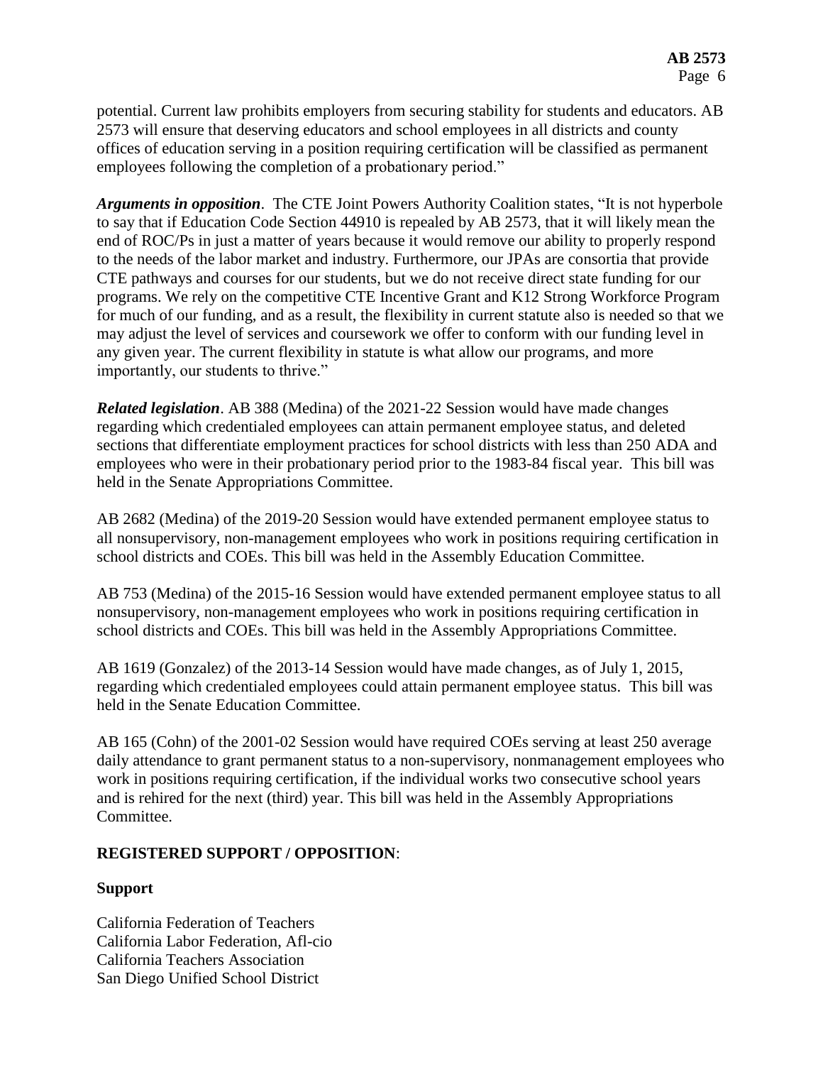potential. Current law prohibits employers from securing stability for students and educators. AB 2573 will ensure that deserving educators and school employees in all districts and county offices of education serving in a position requiring certification will be classified as permanent employees following the completion of a probationary period."

***Arguments in opposition***. The CTE Joint Powers Authority Coalition states, "It is not hyperbole to say that if Education Code Section 44910 is repealed by AB 2573, that it will likely mean the end of ROC/Ps in just a matter of years because it would remove our ability to properly respond to the needs of the labor market and industry. Furthermore, our JPAs are consortia that provide CTE pathways and courses for our students, but we do not receive direct state funding for our programs. We rely on the competitive CTE Incentive Grant and K12 Strong Workforce Program for much of our funding, and as a result, the flexibility in current statute also is needed so that we may adjust the level of services and coursework we offer to conform with our funding level in any given year. The current flexibility in statute is what allow our programs, and more importantly, our students to thrive."

***Related legislation***. AB 388 (Medina) of the 2021-22 Session would have made changes regarding which credentialed employees can attain permanent employee status, and deleted sections that differentiate employment practices for school districts with less than 250 ADA and employees who were in their probationary period prior to the 1983-84 fiscal year. This bill was held in the Senate Appropriations Committee.

AB 2682 (Medina) of the 2019-20 Session would have extended permanent employee status to all nonsupervisory, non-management employees who work in positions requiring certification in school districts and COEs. This bill was held in the Assembly Education Committee.

AB 753 (Medina) of the 2015-16 Session would have extended permanent employee status to all nonsupervisory, non-management employees who work in positions requiring certification in school districts and COEs. This bill was held in the Assembly Appropriations Committee.

AB 1619 (Gonzalez) of the 2013-14 Session would have made changes, as of July 1, 2015, regarding which credentialed employees could attain permanent employee status. This bill was held in the Senate Education Committee.

AB 165 (Cohn) of the 2001-02 Session would have required COEs serving at least 250 average daily attendance to grant permanent status to a non-supervisory, nonmanagement employees who work in positions requiring certification, if the individual works two consecutive school years and is rehired for the next (third) year. This bill was held in the Assembly Appropriations Committee.

**REGISTERED SUPPORT / OPPOSITION**:

**Support**

California Federation of Teachers
California Labor Federation, Afl-cio
California Teachers Association
San Diego Unified School District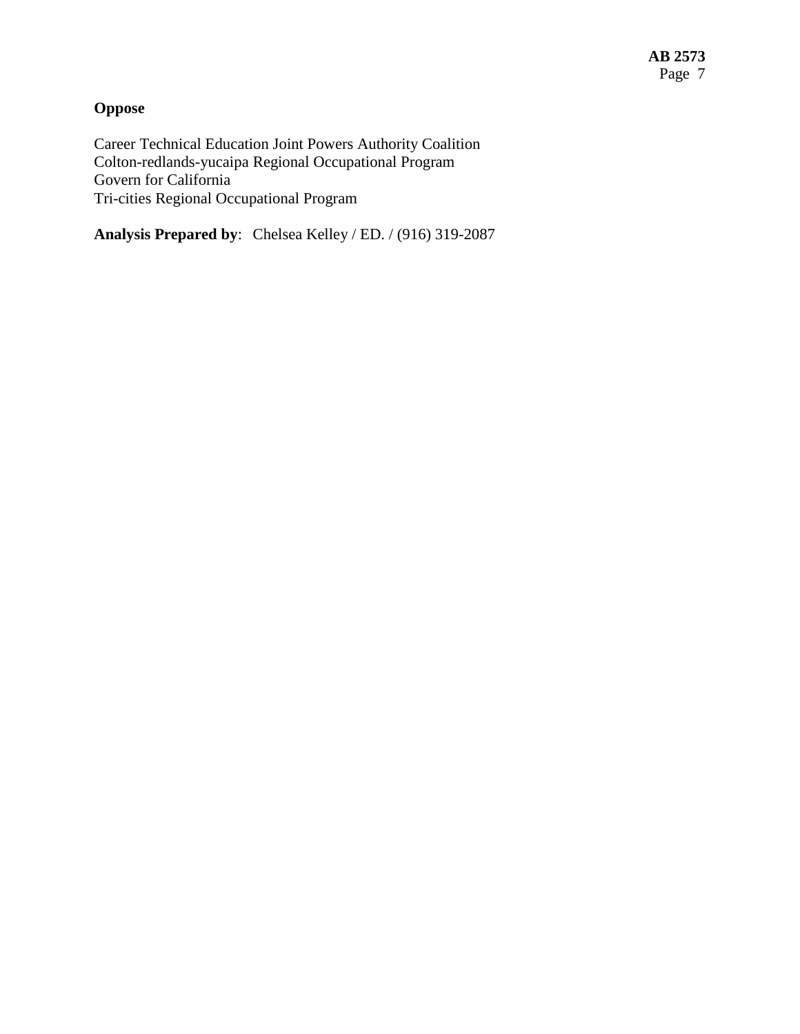**Oppose**

Career Technical Education Joint Powers Authority Coalition
Colton-redlands-yucaipa Regional Occupational Program
Govern for California
Tri-cities Regional Occupational Program

**Analysis Prepared by**: Chelsea Kelley / ED. / (916) 319-2087